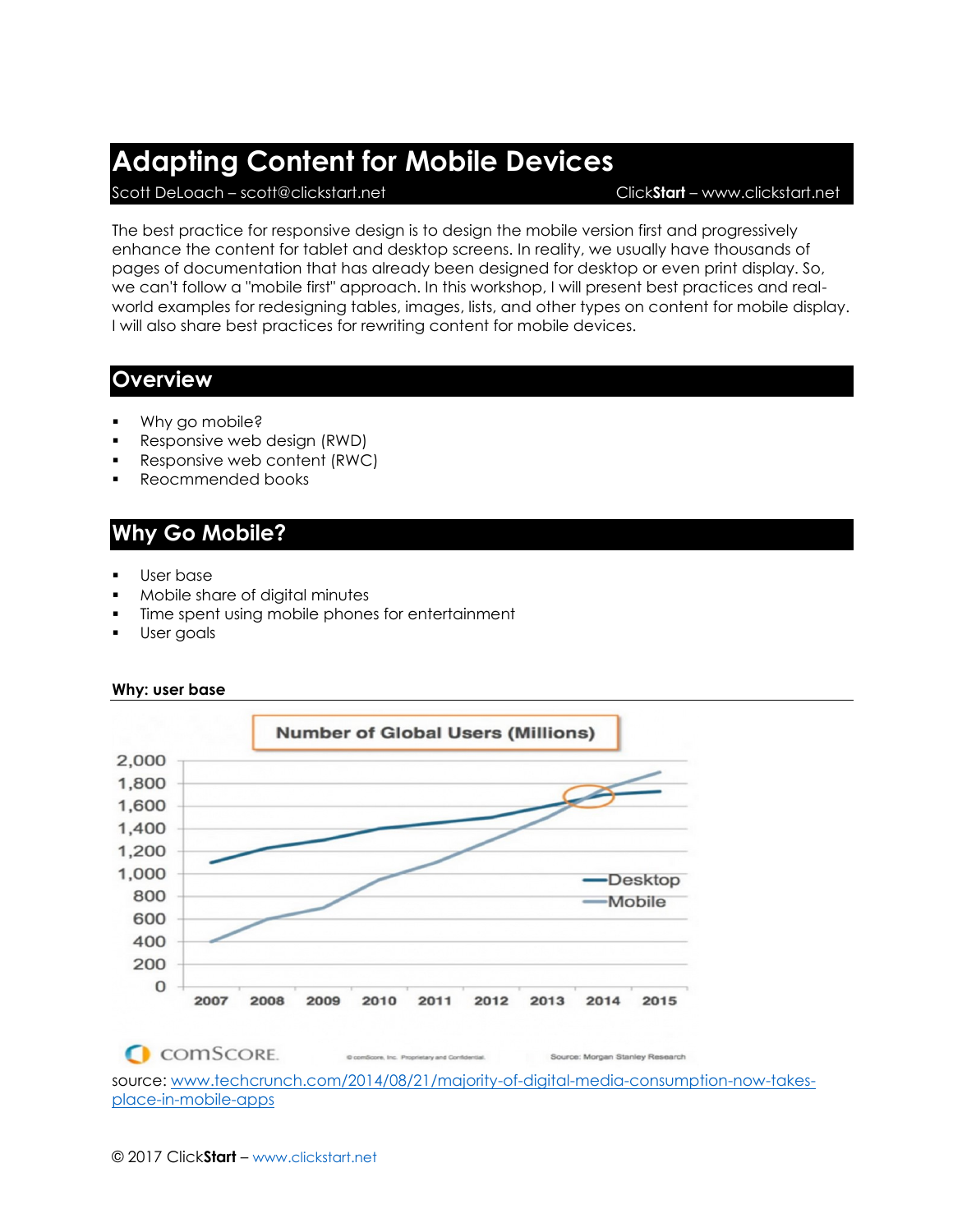# Adapting Content for Mobile Devices

Scott DeLoach – scott@clickstart.net  ClickStart – www.clickstart.net

The best practice for responsive design is to design the mobile version first and progressively enhance the content for tablet and desktop screens. In reality, we usually have thousands of pages of documentation that has already been designed for desktop or even print display. So, we can't follow a "mobile first" approach. In this workshop, I will present best practices and real-world examples for redesigning tables, images, lists, and other types on content for mobile display. I will also share best practices for rewriting content for mobile devices.

## Overview

- Why go mobile?
- Responsive web design (RWD)
- Responsive web content (RWC)
- Reocmmended books

## Why Go Mobile?

- User base
- Mobile share of digital minutes
- Time spent using mobile phones for entertainment
- User goals

**Why: user base**

Number of Global Users (Millions)

source: [www.techcrunch.com/2014/08/21/majority-of-digital-media-consumption-now-takes-place-in-mobile-apps](www.techcrunch.com/2014/08/21/majority-of-digital-media-consumption-now-takes-place-in-mobile-apps)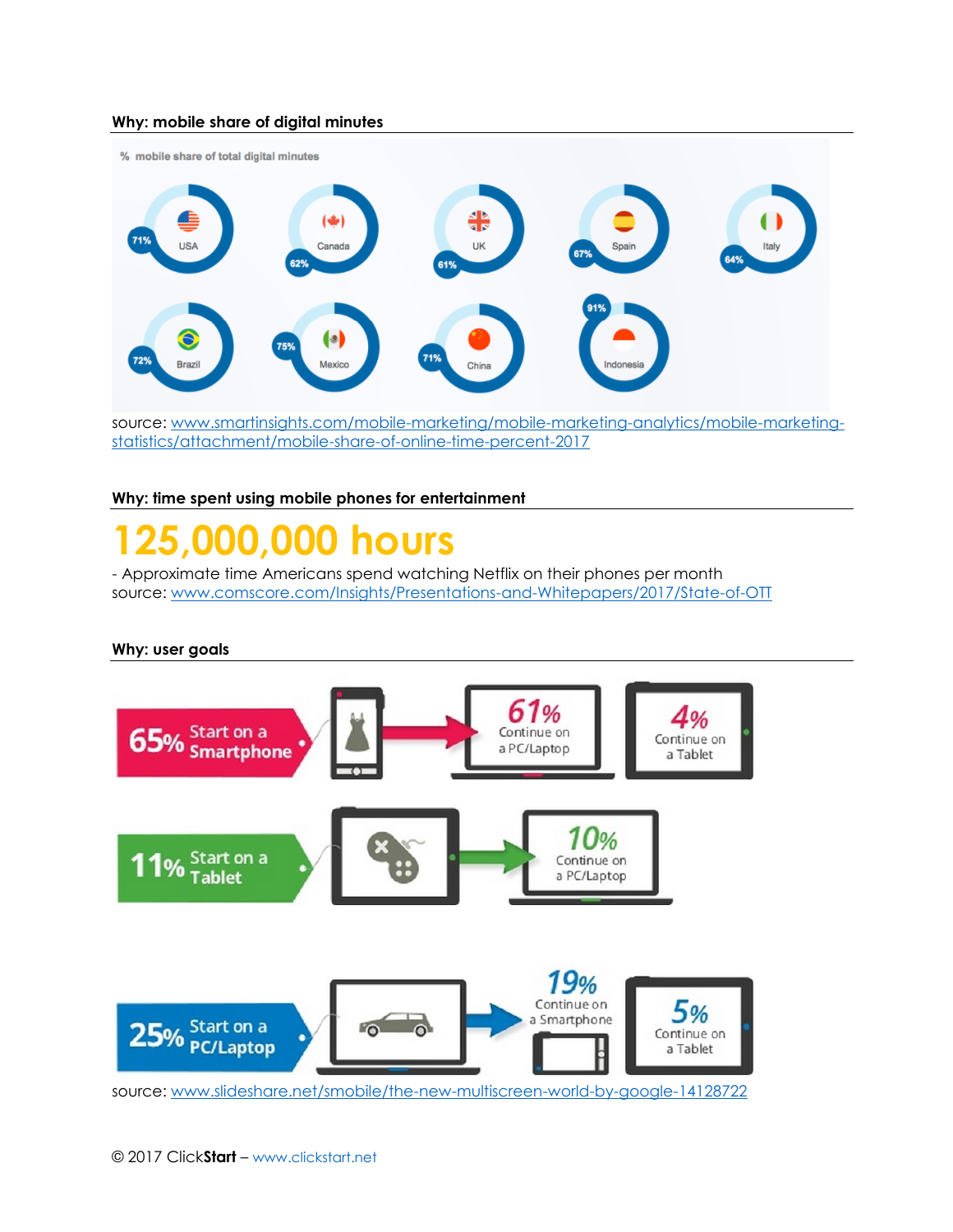### Why: mobile share of digital minutes

% mobile share of total digital minutes

| Country | Mobile share |
|---|---|
| USA | 71% |
| Canada | 62% |
| UK | 61% |
| Spain | 67% |
| Italy | 64% |
| Brazil | 72% |
| Mexico | 75% |
| China | 71% |
| Indonesia | 91% |

source: [www.smartinsights.com/mobile-marketing/mobile-marketing-analytics/mobile-marketing-statistics/attachment/mobile-share-of-online-time-percent-2017](www.smartinsights.com/mobile-marketing/mobile-marketing-analytics/mobile-marketing-statistics/attachment/mobile-share-of-online-time-percent-2017)

### Why: time spent using mobile phones for entertainment

# 125,000,000 hours

- Approximate time Americans spend watching Netflix on their phones per month
source: [www.comscore.com/Insights/Presentations-and-Whitepapers/2017/State-of-OTT](www.comscore.com/Insights/Presentations-and-Whitepapers/2017/State-of-OTT)

### Why: user goals

65% Start on a Smartphone → 61% Continue on a PC/Laptop; 4% Continue on a Tablet

11% Start on a Tablet → 10% Continue on a PC/Laptop

25% Start on a PC/Laptop → 19% Continue on a Smartphone; 5% Continue on a Tablet

source: [www.slideshare.net/smobile/the-new-multiscreen-world-by-google-14128722](www.slideshare.net/smobile/the-new-multiscreen-world-by-google-14128722)

© 2017 Click**Start** – www.clickstart.net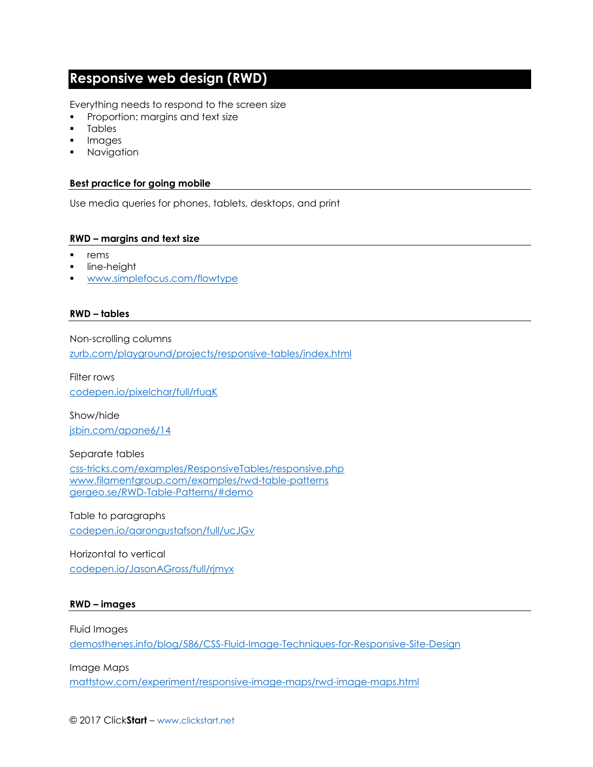# Responsive web design (RWD)

Everything needs to respond to the screen size

- Proportion: margins and text size
- Tables
- Images
- Navigation

### Best practice for going mobile

Use media queries for phones, tablets, desktops, and print

### RWD – margins and text size

- rems
- line-height
- www.simplefocus.com/flowtype

### RWD – tables

Non-scrolling columns

zurb.com/playground/projects/responsive-tables/index.html

Filter rows

codepen.io/pixelchar/full/rfuqK

Show/hide

jsbin.com/apane6/14

Separate tables

css-tricks.com/examples/ResponsiveTables/responsive.php
www.filamentgroup.com/examples/rwd-table-patterns
gergeo.se/RWD-Table-Patterns/#demo

Table to paragraphs

codepen.io/aarongustafson/full/ucJGv

Horizontal to vertical

codepen.io/JasonAGross/full/rjmyx

### RWD – images

Fluid Images

demosthenes.info/blog/586/CSS-Fluid-Image-Techniques-for-Responsive-Site-Design

Image Maps

mattstow.com/experiment/responsive-image-maps/rwd-image-maps.html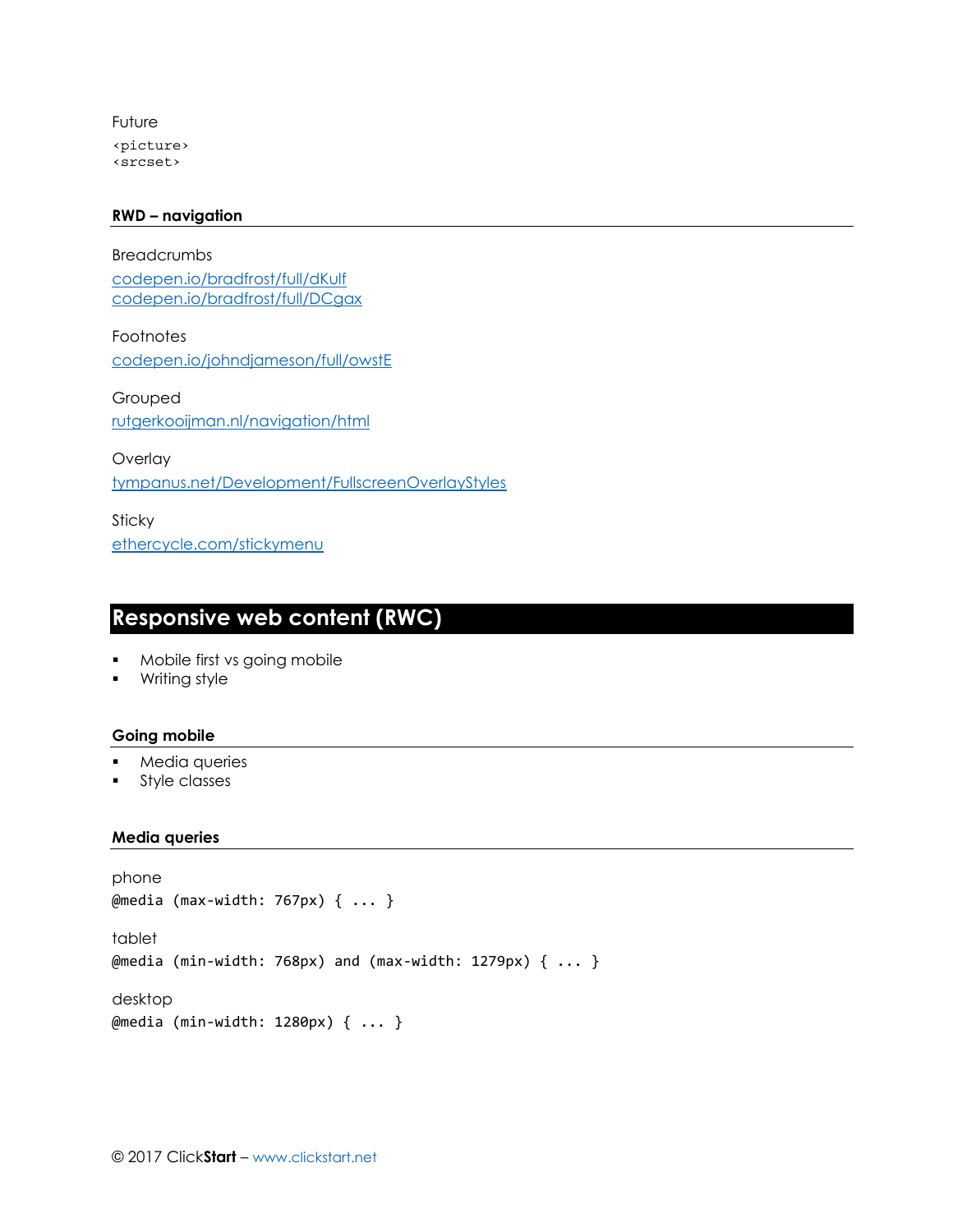Future

```
<picture>
<srcset>
```

### RWD – navigation

Breadcrumbs

[codepen.io/bradfrost/full/dKulf](codepen.io/bradfrost/full/dKulf)
[codepen.io/bradfrost/full/DCgax](codepen.io/bradfrost/full/DCgax)

Footnotes

[codepen.io/johndjameson/full/owstE](codepen.io/johndjameson/full/owstE)

Grouped

[rutgerkooijman.nl/navigation/html](rutgerkooijman.nl/navigation/html)

Overlay

[tympanus.net/Development/FullscreenOverlayStyles](tympanus.net/Development/FullscreenOverlayStyles)

Sticky

[ethercycle.com/stickymenu](ethercycle.com/stickymenu)

## Responsive web content (RWC)

- Mobile first vs going mobile
- Writing style

### Going mobile

- Media queries
- Style classes

### Media queries

phone

```
@media (max-width: 767px) { ... }
```

tablet

```
@media (min-width: 768px) and (max-width: 1279px) { ... }
```

desktop

```
@media (min-width: 1280px) { ... }
```

© 2017 Click**Start** – www.clickstart.net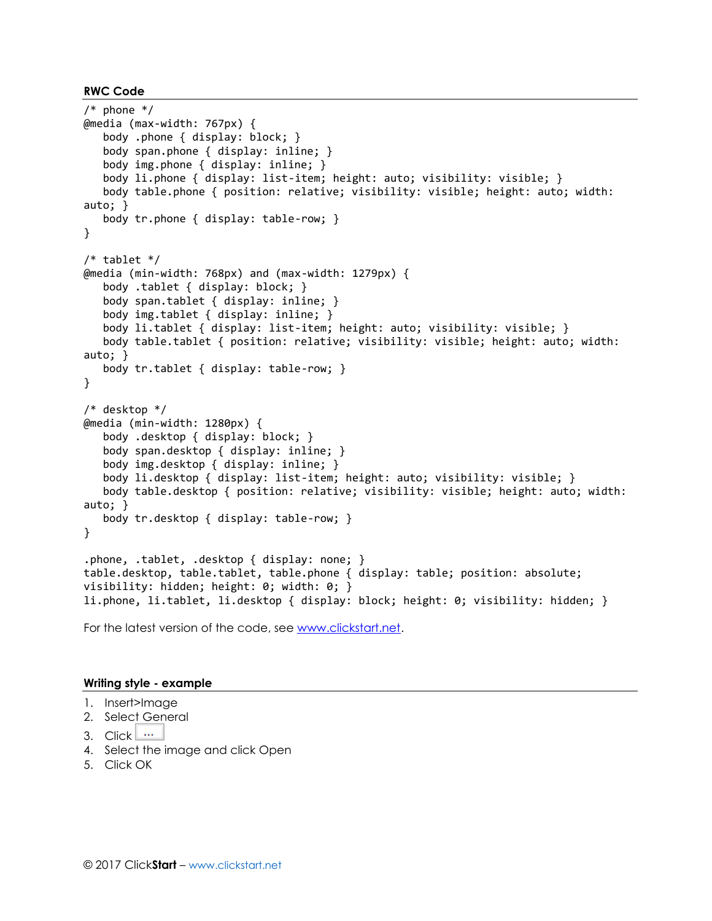### RWC Code

```
/* phone */
@media (max-width: 767px) {
   body .phone { display: block; }
   body span.phone { display: inline; }
   body img.phone { display: inline; }
   body li.phone { display: list-item; height: auto; visibility: visible; }
   body table.phone { position: relative; visibility: visible; height: auto; width:
auto; }
   body tr.phone { display: table-row; }
}

/* tablet */
@media (min-width: 768px) and (max-width: 1279px) {
   body .tablet { display: block; }
   body span.tablet { display: inline; }
   body img.tablet { display: inline; }
   body li.tablet { display: list-item; height: auto; visibility: visible; }
   body table.tablet { position: relative; visibility: visible; height: auto; width:
auto; }
   body tr.tablet { display: table-row; }
}

/* desktop */
@media (min-width: 1280px) {
   body .desktop { display: block; }
   body span.desktop { display: inline; }
   body img.desktop { display: inline; }
   body li.desktop { display: list-item; height: auto; visibility: visible; }
   body table.desktop { position: relative; visibility: visible; height: auto; width:
auto; }
   body tr.desktop { display: table-row; }
}

.phone, .tablet, .desktop { display: none; }
table.desktop, table.tablet, table.phone { display: table; position: absolute;
visibility: hidden; height: 0; width: 0; }
li.phone, li.tablet, li.desktop { display: block; height: 0; visibility: hidden; }
```

For the latest version of the code, see [www.clickstart.net](http://www.clickstart.net).

### Writing style - example

1. Insert>Image
2. Select General
3. Click ...
4. Select the image and click Open
5. Click OK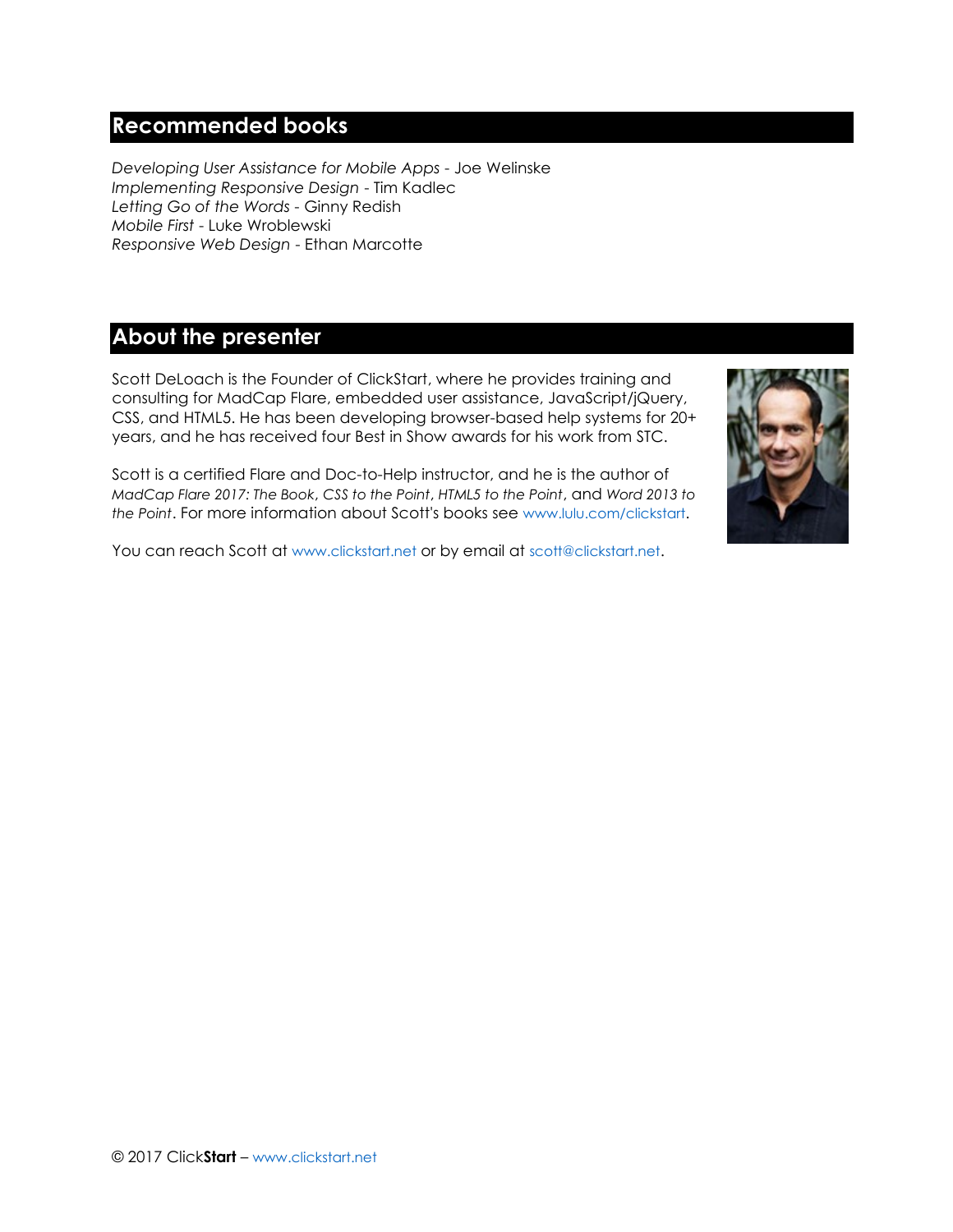## Recommended books

*Developing User Assistance for Mobile Apps* - Joe Welinske
*Implementing Responsive Design* - Tim Kadlec
*Letting Go of the Words* - Ginny Redish
*Mobile First* - Luke Wroblewski
*Responsive Web Design* - Ethan Marcotte

## About the presenter

Scott DeLoach is the Founder of ClickStart, where he provides training and consulting for MadCap Flare, embedded user assistance, JavaScript/jQuery, CSS, and HTML5. He has been developing browser-based help systems for 20+ years, and he has received four Best in Show awards for his work from STC.

Scott is a certified Flare and Doc-to-Help instructor, and he is the author of *MadCap Flare 2017: The Book*, *CSS to the Point*, *HTML5 to the Point*, and *Word 2013 to the Point*. For more information about Scott's books see www.lulu.com/clickstart.

You can reach Scott at www.clickstart.net or by email at scott@clickstart.net.